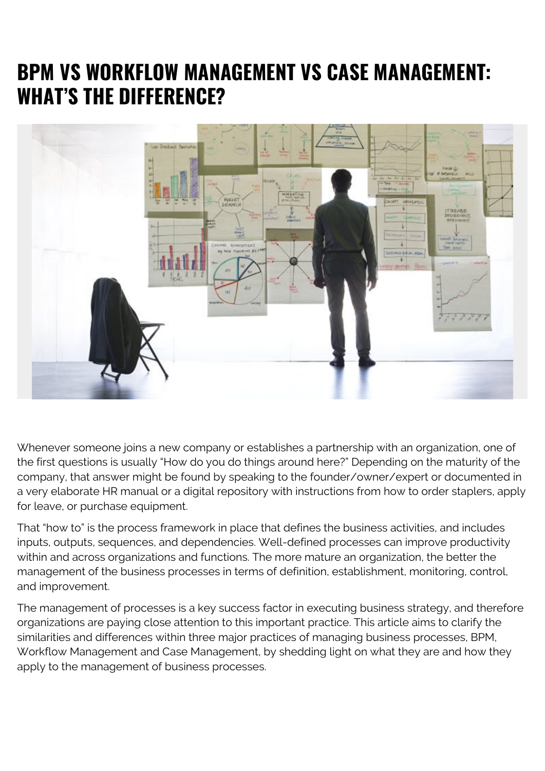# BPM VS WORKFLOW MANAGEMENT VS CASE MANAGEMENT: WHAT'S THE DIFFERENCE?

Whenever someone joins a new company or establishes a partnership with an organization, one of the first questions is usually "How do you do things around here?" Depending on the maturity of the company, that answer might be found by speaking to the founder/owner/expert or documented in a very elaborate HR manual or a digital repository with instructions from how to order staplers, apply for leave, or purchase equipment.

That "how to" is the process framework in place that defines the business activities, and includes inputs, outputs, sequences, and dependencies. Well-defined processes can improve productivity within and across organizations and functions. The more mature an organization, the better the management of the business processes in terms of definition, establishment, monitoring, control, and improvement.

The management of processes is a key success factor in executing business strategy, and therefore organizations are paying close attention to this important practice. This article aims to clarify the similarities and differences within three major practices of managing business processes, BPM, Workflow Management and Case Management, by shedding light on what they are and how they apply to the management of business processes.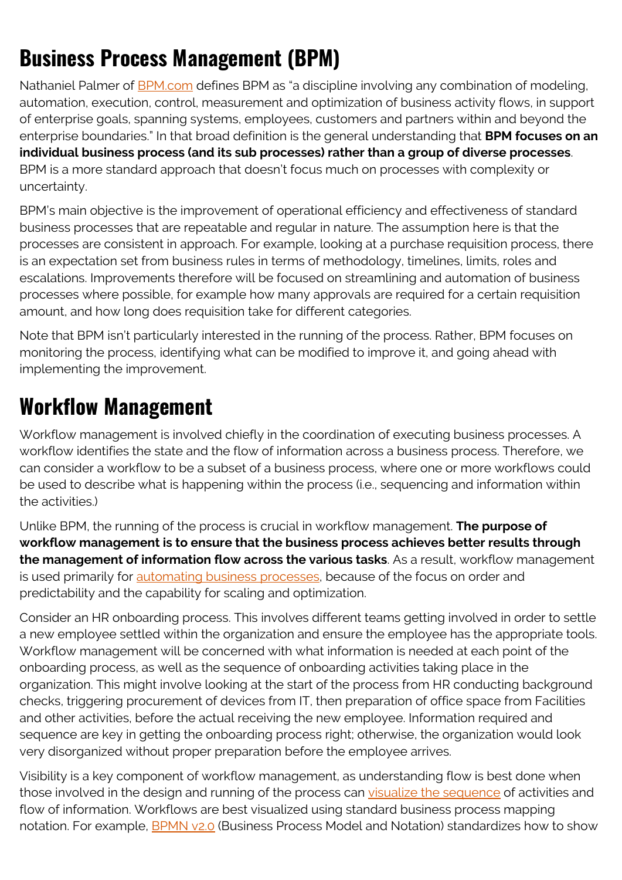## Business Process Management (BPM)

Nathaniel Palmer of BPM.com defines BPM as "a discipline involving any combination of modeling, automation, execution, control, measurement and optimization of business activity flows, in support of enterprise goals, spanning systems, employees, customers and partners within and beyond the enterprise boundaries." In that broad definition is the general understanding that **BPM focuses on an individual business process (and its sub processes) rather than a group of diverse processes**. BPM is a more standard approach that doesn't focus much on processes with complexity or uncertainty.

BPM's main objective is the improvement of operational efficiency and effectiveness of standard business processes that are repeatable and regular in nature. The assumption here is that the processes are consistent in approach. For example, looking at a purchase requisition process, there is an expectation set from business rules in terms of methodology, timelines, limits, roles and escalations. Improvements therefore will be focused on streamlining and automation of business processes where possible, for example how many approvals are required for a certain requisition amount, and how long does requisition take for different categories.

Note that BPM isn't particularly interested in the running of the process. Rather, BPM focuses on monitoring the process, identifying what can be modified to improve it, and going ahead with implementing the improvement.

## Workflow Management

Workflow management is involved chiefly in the coordination of executing business processes. A workflow identifies the state and the flow of information across a business process. Therefore, we can consider a workflow to be a subset of a business process, where one or more workflows could be used to describe what is happening within the process (i.e., sequencing and information within the activities.)

Unlike BPM, the running of the process is crucial in workflow management. **The purpose of workflow management is to ensure that the business process achieves better results through the management of information flow across the various tasks**. As a result, workflow management is used primarily for automating business processes, because of the focus on order and predictability and the capability for scaling and optimization.

Consider an HR onboarding process. This involves different teams getting involved in order to settle a new employee settled within the organization and ensure the employee has the appropriate tools. Workflow management will be concerned with what information is needed at each point of the onboarding process, as well as the sequence of onboarding activities taking place in the organization. This might involve looking at the start of the process from HR conducting background checks, triggering procurement of devices from IT, then preparation of office space from Facilities and other activities, before the actual receiving the new employee. Information required and sequence are key in getting the onboarding process right; otherwise, the organization would look very disorganized without proper preparation before the employee arrives.

Visibility is a key component of workflow management, as understanding flow is best done when those involved in the design and running of the process can visualize the sequence of activities and flow of information. Workflows are best visualized using standard business process mapping notation. For example, BPMN v2.0 (Business Process Model and Notation) standardizes how to show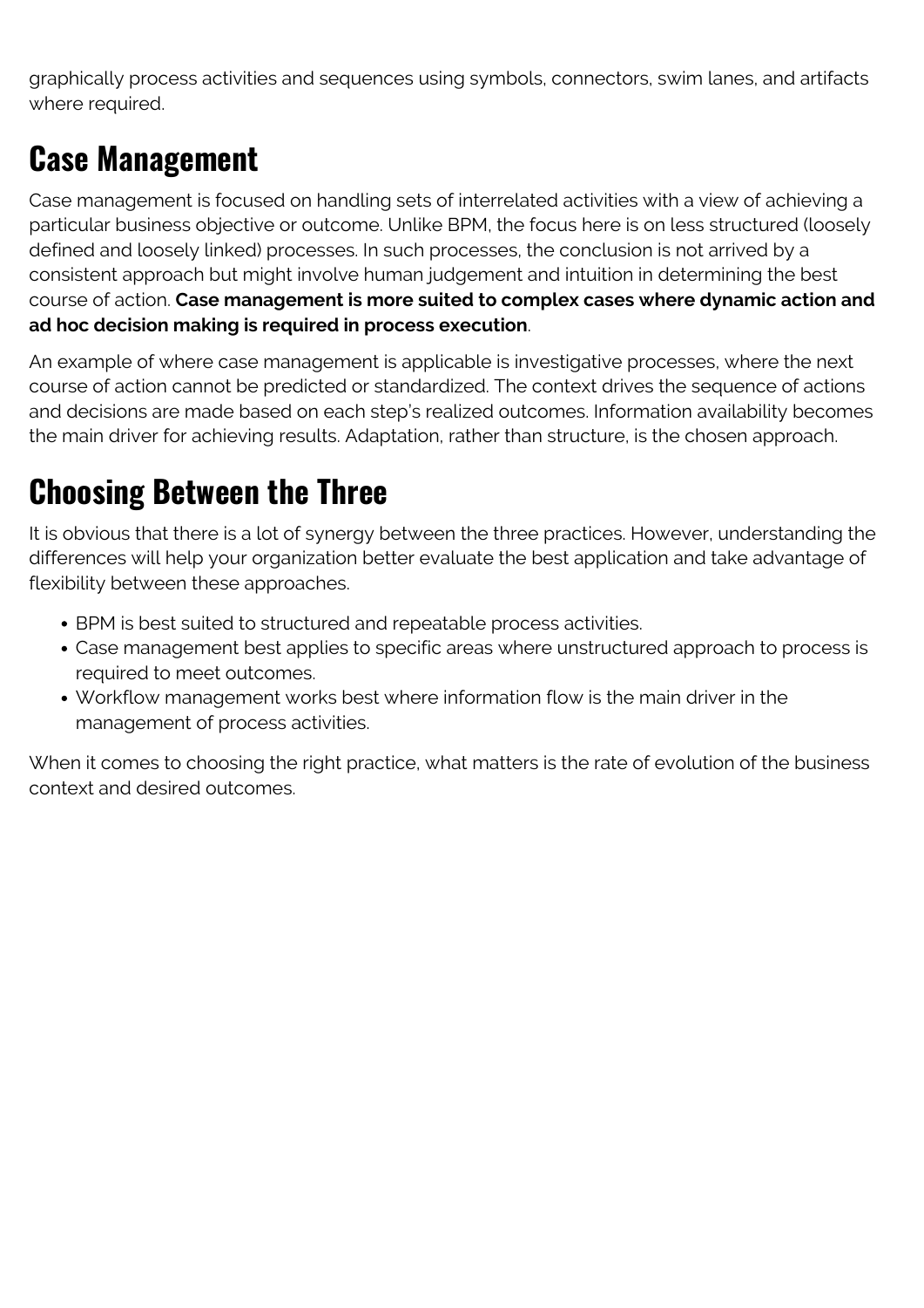graphically process activities and sequences using symbols, connectors, swim lanes, and artifacts where required.

## Case Management

Case management is focused on handling sets of interrelated activities with a view of achieving a particular business objective or outcome. Unlike BPM, the focus here is on less structured (loosely defined and loosely linked) processes. In such processes, the conclusion is not arrived by a consistent approach but might involve human judgement and intuition in determining the best course of action. **Case management is more suited to complex cases where dynamic action and ad hoc decision making is required in process execution**.

An example of where case management is applicable is investigative processes, where the next course of action cannot be predicted or standardized. The context drives the sequence of actions and decisions are made based on each step's realized outcomes. Information availability becomes the main driver for achieving results. Adaptation, rather than structure, is the chosen approach.

## Choosing Between the Three

It is obvious that there is a lot of synergy between the three practices. However, understanding the differences will help your organization better evaluate the best application and take advantage of flexibility between these approaches.

- BPM is best suited to structured and repeatable process activities.
- Case management best applies to specific areas where unstructured approach to process is required to meet outcomes.
- Workflow management works best where information flow is the main driver in the management of process activities.

When it comes to choosing the right practice, what matters is the rate of evolution of the business context and desired outcomes.